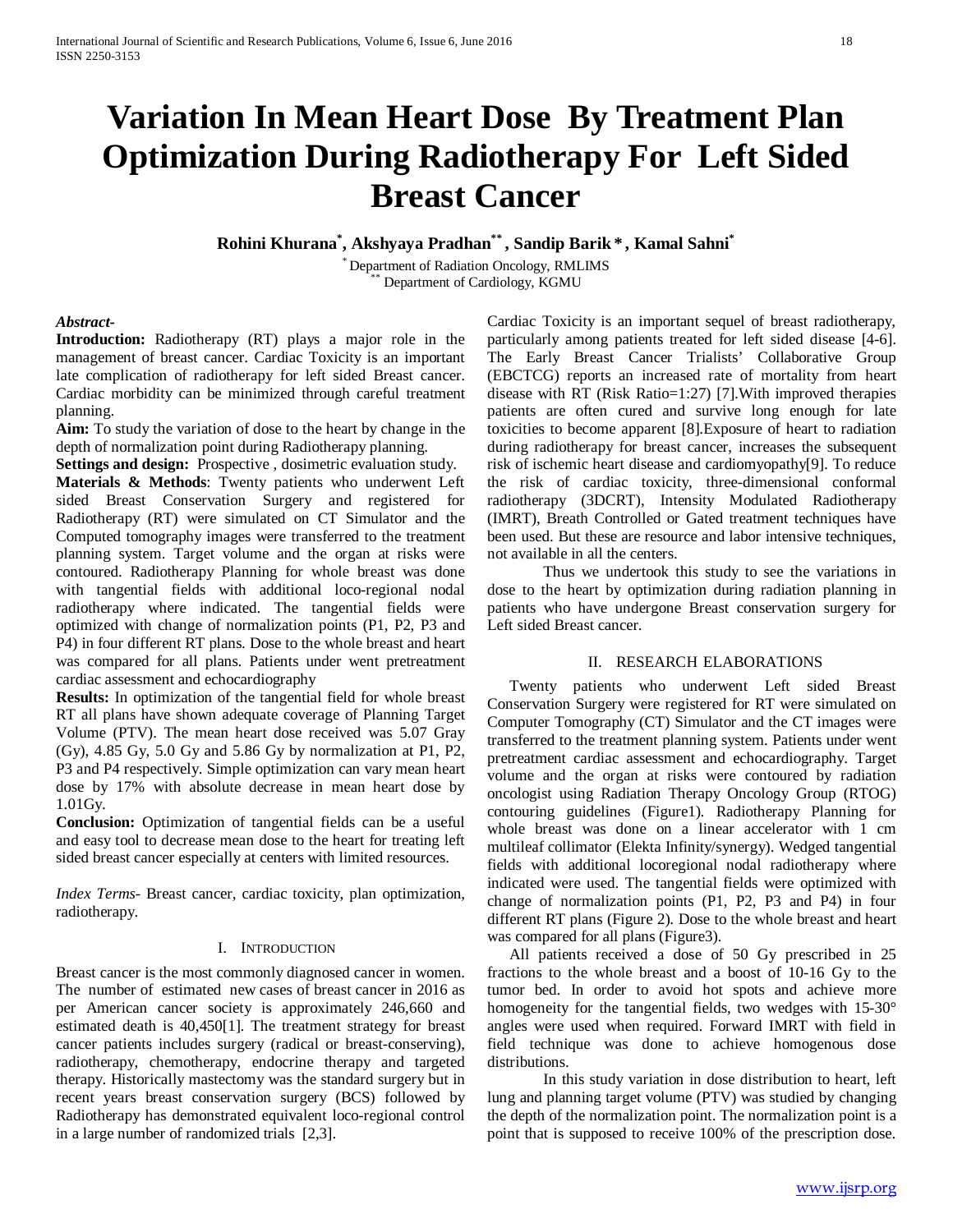# Variation In Mean Heart Dose By Treatment Plan Optimization During Radiotherapy For Left Sided Breast Cancer

**Rohini Khurana[*], Akshyaya Pradhan[**], Sandip Barik [*], Kamal Sahni[*]**

[*] Department of Radiation Oncology, RMLIMS
[**] Department of Cardiology, KGMU

***Abstract-***

**Introduction:** Radiotherapy (RT) plays a major role in the management of breast cancer. Cardiac Toxicity is an important late complication of radiotherapy for left sided Breast cancer. Cardiac morbidity can be minimized through careful treatment planning.

**Aim:** To study the variation of dose to the heart by change in the depth of normalization point during Radiotherapy planning.

**Settings and design:** Prospective , dosimetric evaluation study.

**Materials & Methods**: Twenty patients who underwent Left sided Breast Conservation Surgery and registered for Radiotherapy (RT) were simulated on CT Simulator and the Computed tomography images were transferred to the treatment planning system. Target volume and the organ at risks were contoured. Radiotherapy Planning for whole breast was done with tangential fields with additional loco-regional nodal radiotherapy where indicated. The tangential fields were optimized with change of normalization points (P1, P2, P3 and P4) in four different RT plans. Dose to the whole breast and heart was compared for all plans. Patients under went pretreatment cardiac assessment and echocardiography

**Results:** In optimization of the tangential field for whole breast RT all plans have shown adequate coverage of Planning Target Volume (PTV). The mean heart dose received was 5.07 Gray (Gy), 4.85 Gy, 5.0 Gy and 5.86 Gy by normalization at P1, P2, P3 and P4 respectively. Simple optimization can vary mean heart dose by 17% with absolute decrease in mean heart dose by 1.01Gy.

**Conclusion:** Optimization of tangential fields can be a useful and easy tool to decrease mean dose to the heart for treating left sided breast cancer especially at centers with limited resources.

*Index Terms-* Breast cancer, cardiac toxicity, plan optimization, radiotherapy.

## I. Introduction

Breast cancer is the most commonly diagnosed cancer in women. The number of estimated new cases of breast cancer in 2016 as per American cancer society is approximately 246,660 and estimated death is 40,450[1]. The treatment strategy for breast cancer patients includes surgery (radical or breast-conserving), radiotherapy, chemotherapy, endocrine therapy and targeted therapy. Historically mastectomy was the standard surgery but in recent years breast conservation surgery (BCS) followed by Radiotherapy has demonstrated equivalent loco-regional control in a large number of randomized trials [2,3].

Cardiac Toxicity is an important sequel of breast radiotherapy, particularly among patients treated for left sided disease [4-6]. The Early Breast Cancer Trialists' Collaborative Group (EBCTCG) reports an increased rate of mortality from heart disease with RT (Risk Ratio=1:27) [7].With improved therapies patients are often cured and survive long enough for late toxicities to become apparent [8].Exposure of heart to radiation during radiotherapy for breast cancer, increases the subsequent risk of ischemic heart disease and cardiomyopathy[9]. To reduce the risk of cardiac toxicity, three-dimensional conformal radiotherapy (3DCRT), Intensity Modulated Radiotherapy (IMRT), Breath Controlled or Gated treatment techniques have been used. But these are resource and labor intensive techniques, not available in all the centers.

Thus we undertook this study to see the variations in dose to the heart by optimization during radiation planning in patients who have undergone Breast conservation surgery for Left sided Breast cancer.

## II. Research Elaborations

Twenty patients who underwent Left sided Breast Conservation Surgery were registered for RT were simulated on Computer Tomography (CT) Simulator and the CT images were transferred to the treatment planning system. Patients under went pretreatment cardiac assessment and echocardiography. Target volume and the organ at risks were contoured by radiation oncologist using Radiation Therapy Oncology Group (RTOG) contouring guidelines (Figure1). Radiotherapy Planning for whole breast was done on a linear accelerator with 1 cm multileaf collimator (Elekta Infinity/synergy). Wedged tangential fields with additional locoregional nodal radiotherapy where indicated were used. The tangential fields were optimized with change of normalization points (P1, P2, P3 and P4) in four different RT plans (Figure 2). Dose to the whole breast and heart was compared for all plans (Figure3).

All patients received a dose of 50 Gy prescribed in 25 fractions to the whole breast and a boost of 10-16 Gy to the tumor bed. In order to avoid hot spots and achieve more homogeneity for the tangential fields, two wedges with 15-30° angles were used when required. Forward IMRT with field in field technique was done to achieve homogenous dose distributions.

In this study variation in dose distribution to heart, left lung and planning target volume (PTV) was studied by changing the depth of the normalization point. The normalization point is a point that is supposed to receive 100% of the prescription dose.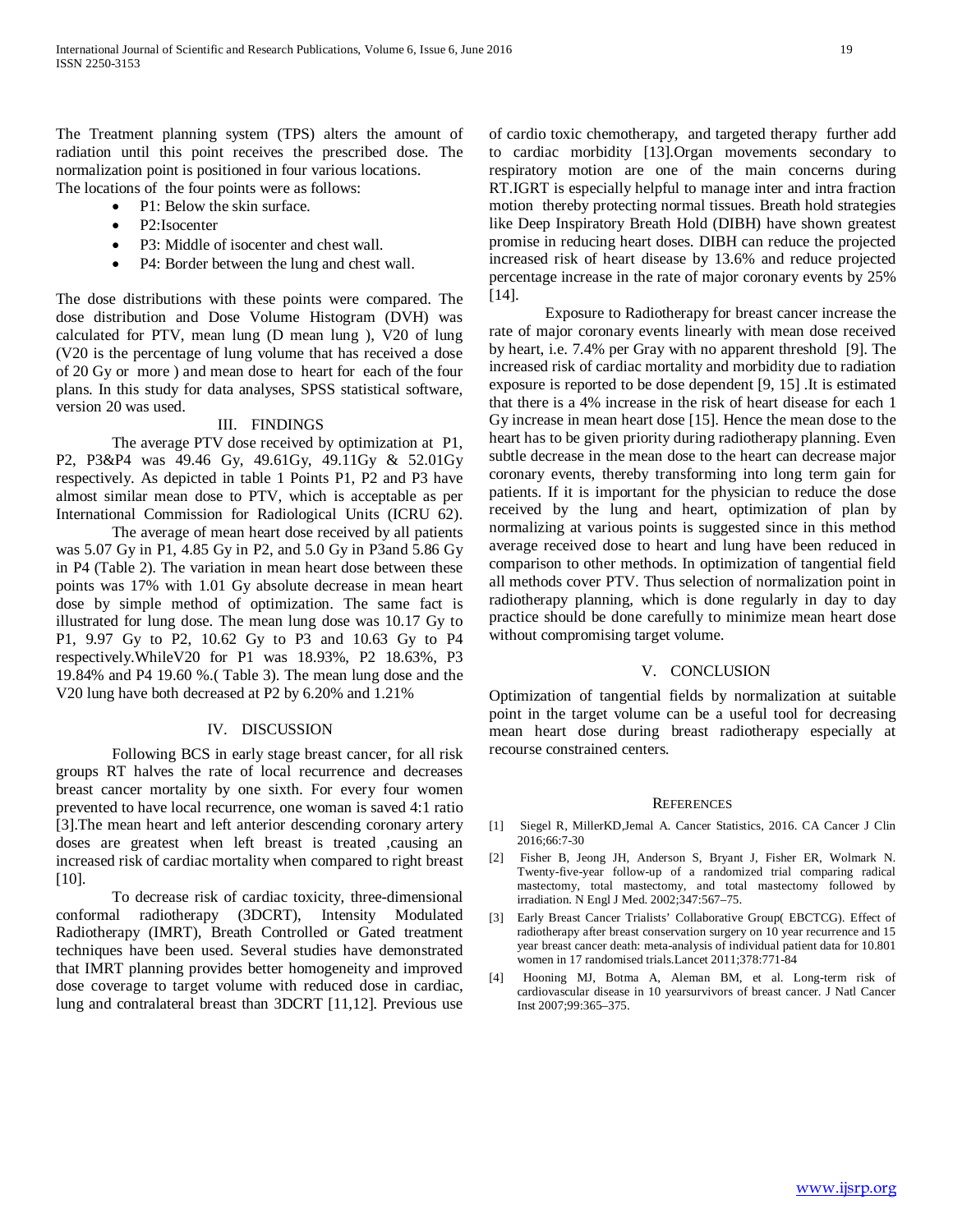The Treatment planning system (TPS) alters the amount of radiation until this point receives the prescribed dose. The normalization point is positioned in four various locations.
The locations of the four points were as follows:

- P1: Below the skin surface.
- P2:Isocenter
- P3: Middle of isocenter and chest wall.
- P4: Border between the lung and chest wall.

The dose distributions with these points were compared. The dose distribution and Dose Volume Histogram (DVH) was calculated for PTV, mean lung (D mean lung ), V20 of lung (V20 is the percentage of lung volume that has received a dose of 20 Gy or more ) and mean dose to heart for each of the four plans. In this study for data analyses, SPSS statistical software, version 20 was used.

## III. FINDINGS

The average PTV dose received by optimization at P1, P2, P3&P4 was 49.46 Gy, 49.61Gy, 49.11Gy & 52.01Gy respectively. As depicted in table 1 Points P1, P2 and P3 have almost similar mean dose to PTV, which is acceptable as per International Commission for Radiological Units (ICRU 62).

The average of mean heart dose received by all patients was 5.07 Gy in P1, 4.85 Gy in P2, and 5.0 Gy in P3and 5.86 Gy in P4 (Table 2). The variation in mean heart dose between these points was 17% with 1.01 Gy absolute decrease in mean heart dose by simple method of optimization. The same fact is illustrated for lung dose. The mean lung dose was 10.17 Gy to P1, 9.97 Gy to P2, 10.62 Gy to P3 and 10.63 Gy to P4 respectively.WhileV20 for P1 was 18.93%, P2 18.63%, P3 19.84% and P4 19.60 %.( Table 3). The mean lung dose and the V20 lung have both decreased at P2 by 6.20% and 1.21%

## IV. DISCUSSION

Following BCS in early stage breast cancer, for all risk groups RT halves the rate of local recurrence and decreases breast cancer mortality by one sixth. For every four women prevented to have local recurrence, one woman is saved 4:1 ratio [3].The mean heart and left anterior descending coronary artery doses are greatest when left breast is treated ,causing an increased risk of cardiac mortality when compared to right breast [10].

To decrease risk of cardiac toxicity, three-dimensional conformal radiotherapy (3DCRT), Intensity Modulated Radiotherapy (IMRT), Breath Controlled or Gated treatment techniques have been used. Several studies have demonstrated that IMRT planning provides better homogeneity and improved dose coverage to target volume with reduced dose in cardiac, lung and contralateral breast than 3DCRT [11,12]. Previous use of cardio toxic chemotherapy, and targeted therapy further add to cardiac morbidity [13].Organ movements secondary to respiratory motion are one of the main concerns during RT.IGRT is especially helpful to manage inter and intra fraction motion thereby protecting normal tissues. Breath hold strategies like Deep Inspiratory Breath Hold (DIBH) have shown greatest promise in reducing heart doses. DIBH can reduce the projected increased risk of heart disease by 13.6% and reduce projected percentage increase in the rate of major coronary events by 25% [14].

Exposure to Radiotherapy for breast cancer increase the rate of major coronary events linearly with mean dose received by heart, i.e. 7.4% per Gray with no apparent threshold [9]. The increased risk of cardiac mortality and morbidity due to radiation exposure is reported to be dose dependent [9, 15] .It is estimated that there is a 4% increase in the risk of heart disease for each 1 Gy increase in mean heart dose [15]. Hence the mean dose to the heart has to be given priority during radiotherapy planning. Even subtle decrease in the mean dose to the heart can decrease major coronary events, thereby transforming into long term gain for patients. If it is important for the physician to reduce the dose received by the lung and heart, optimization of plan by normalizing at various points is suggested since in this method average received dose to heart and lung have been reduced in comparison to other methods. In optimization of tangential field all methods cover PTV. Thus selection of normalization point in radiotherapy planning, which is done regularly in day to day practice should be done carefully to minimize mean heart dose without compromising target volume.

## V. CONCLUSION

Optimization of tangential fields by normalization at suitable point in the target volume can be a useful tool for decreasing mean heart dose during breast radiotherapy especially at recourse constrained centers.

## REFERENCES

[1] Siegel R, MillerKD,Jemal A. Cancer Statistics, 2016. CA Cancer J Clin 2016;66:7-30

[2] Fisher B, Jeong JH, Anderson S, Bryant J, Fisher ER, Wolmark N. Twenty-five-year follow-up of a randomized trial comparing radical mastectomy, total mastectomy, and total mastectomy followed by irradiation. N Engl J Med. 2002;347:567–75.

[3] Early Breast Cancer Trialists' Collaborative Group( EBCTCG). Effect of radiotherapy after breast conservation surgery on 10 year recurrence and 15 year breast cancer death: meta-analysis of individual patient data for 10.801 women in 17 randomised trials.Lancet 2011;378:771-84

[4] Hooning MJ, Botma A, Aleman BM, et al. Long-term risk of cardiovascular disease in 10 yearsurvivors of breast cancer. J Natl Cancer Inst 2007;99:365–375.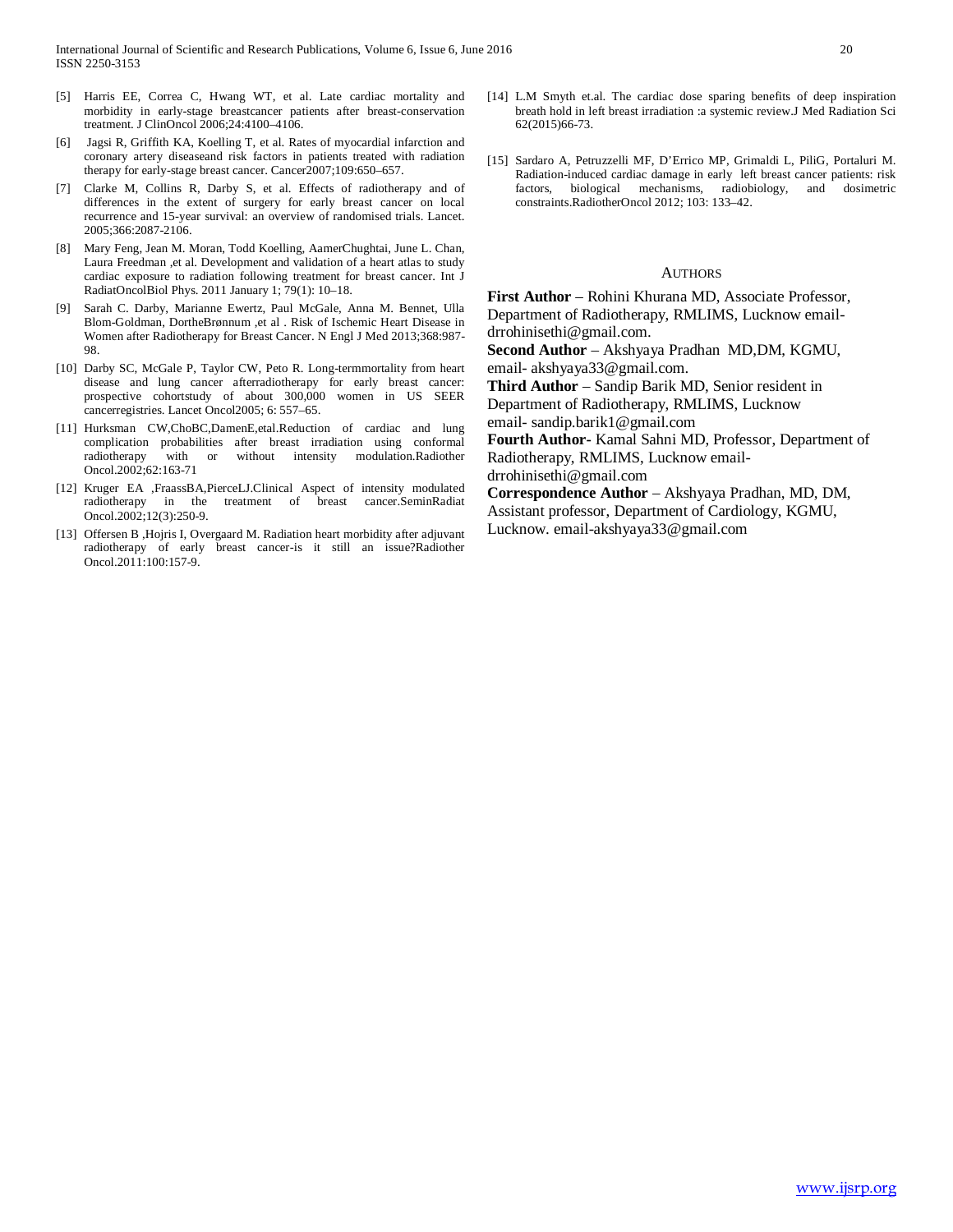[5] Harris EE, Correa C, Hwang WT, et al. Late cardiac mortality and morbidity in early-stage breastcancer patients after breast-conservation treatment. J ClinOncol 2006;24:4100–4106.

[6] Jagsi R, Griffith KA, Koelling T, et al. Rates of myocardial infarction and coronary artery diseaseand risk factors in patients treated with radiation therapy for early-stage breast cancer. Cancer2007;109:650–657.

[7] Clarke M, Collins R, Darby S, et al. Effects of radiotherapy and of differences in the extent of surgery for early breast cancer on local recurrence and 15-year survival: an overview of randomised trials. Lancet. 2005;366:2087-2106.

[8] Mary Feng, Jean M. Moran, Todd Koelling, AamerChughtai, June L. Chan, Laura Freedman ,et al. Development and validation of a heart atlas to study cardiac exposure to radiation following treatment for breast cancer. Int J RadiatOncolBiol Phys. 2011 January 1; 79(1): 10–18.

[9] Sarah C. Darby, Marianne Ewertz, Paul McGale, Anna M. Bennet, Ulla Blom-Goldman, DortheBrønnum ,et al . Risk of Ischemic Heart Disease in Women after Radiotherapy for Breast Cancer. N Engl J Med 2013;368:987-98.

[10] Darby SC, McGale P, Taylor CW, Peto R. Long-termmortality from heart disease and lung cancer afterradiotherapy for early breast cancer: prospective cohortstudy of about 300,000 women in US SEER cancerregistries. Lancet Oncol2005; 6: 557–65.

[11] Hurksman CW,ChoBC,DamenE,etal.Reduction of cardiac and lung complication probabilities after breast irradiation using conformal radiotherapy with or without intensity modulation.Radiother Oncol.2002;62:163-71

[12] Kruger EA ,FraassBA,PierceLJ.Clinical Aspect of intensity modulated radiotherapy in the treatment of breast cancer.SeminRadiat Oncol.2002;12(3):250-9.

[13] Offersen B ,Hojris I, Overgaard M. Radiation heart morbidity after adjuvant radiotherapy of early breast cancer-is it still an issue?Radiother Oncol.2011:100:157-9.

[14] L.M Smyth et.al. The cardiac dose sparing benefits of deep inspiration breath hold in left breast irradiation :a systemic review.J Med Radiation Sci 62(2015)66-73.

[15] Sardaro A, Petruzzelli MF, D'Errico MP, Grimaldi L, PiliG, Portaluri M. Radiation-induced cardiac damage in early left breast cancer patients: risk factors, biological mechanisms, radiobiology, and dosimetric constraints.RadiotherOncol 2012; 103: 133–42.

## Authors

**First Author** – Rohini Khurana MD, Associate Professor, Department of Radiotherapy, RMLIMS, Lucknow email- drrohinisethi@gmail.com.

**Second Author** – Akshyaya Pradhan MD,DM, KGMU, email- akshyaya33@gmail.com.

**Third Author** – Sandip Barik MD, Senior resident in Department of Radiotherapy, RMLIMS, Lucknow email- sandip.barik1@gmail.com

**Fourth Author-** Kamal Sahni MD, Professor, Department of Radiotherapy, RMLIMS, Lucknow email- drrohinisethi@gmail.com

**Correspondence Author** – Akshyaya Pradhan, MD, DM, Assistant professor, Department of Cardiology, KGMU, Lucknow. email-akshyaya33@gmail.com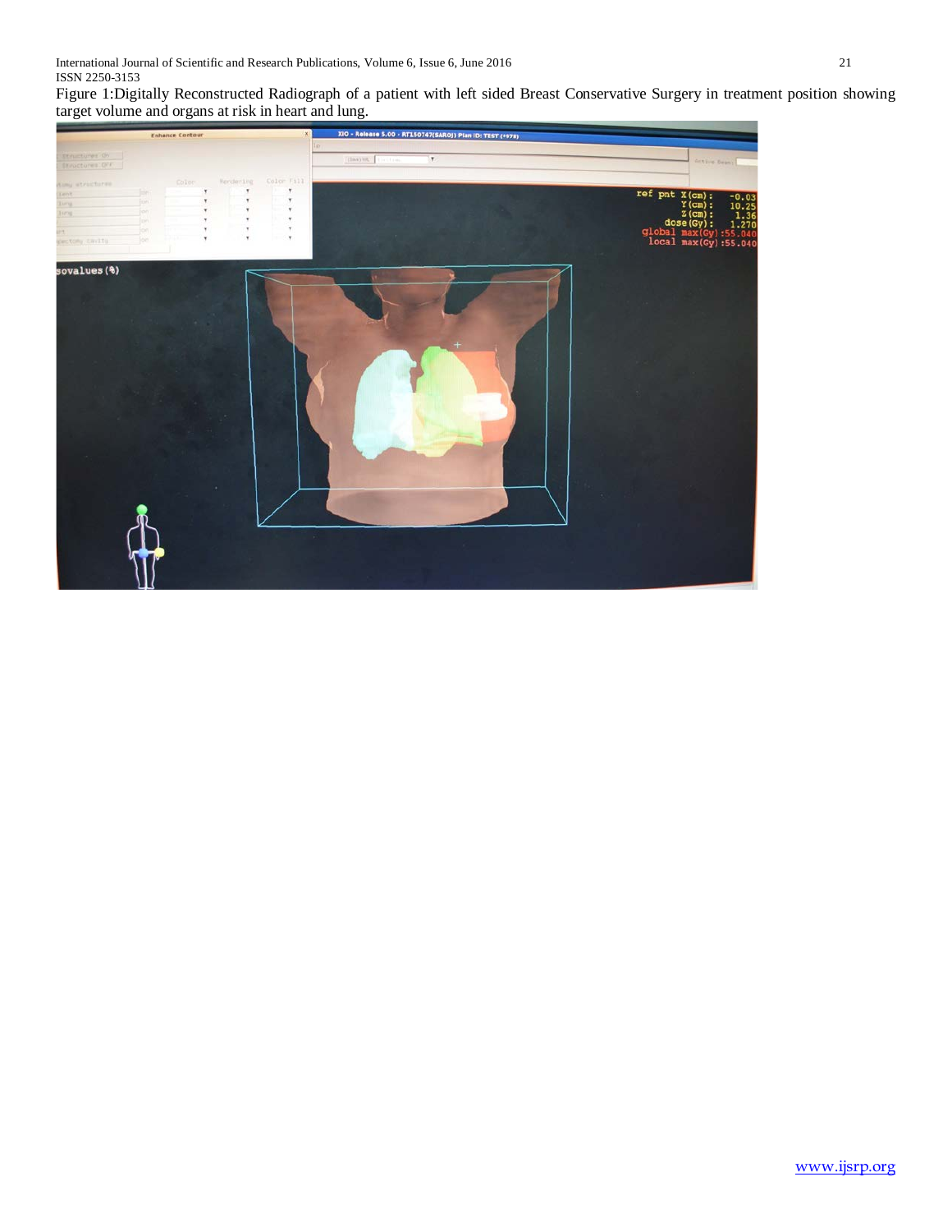Figure 1:Digitally Reconstructed Radiograph of a patient with left sided Breast Conservative Surgery in treatment position showing target volume and organs at risk in heart and lung.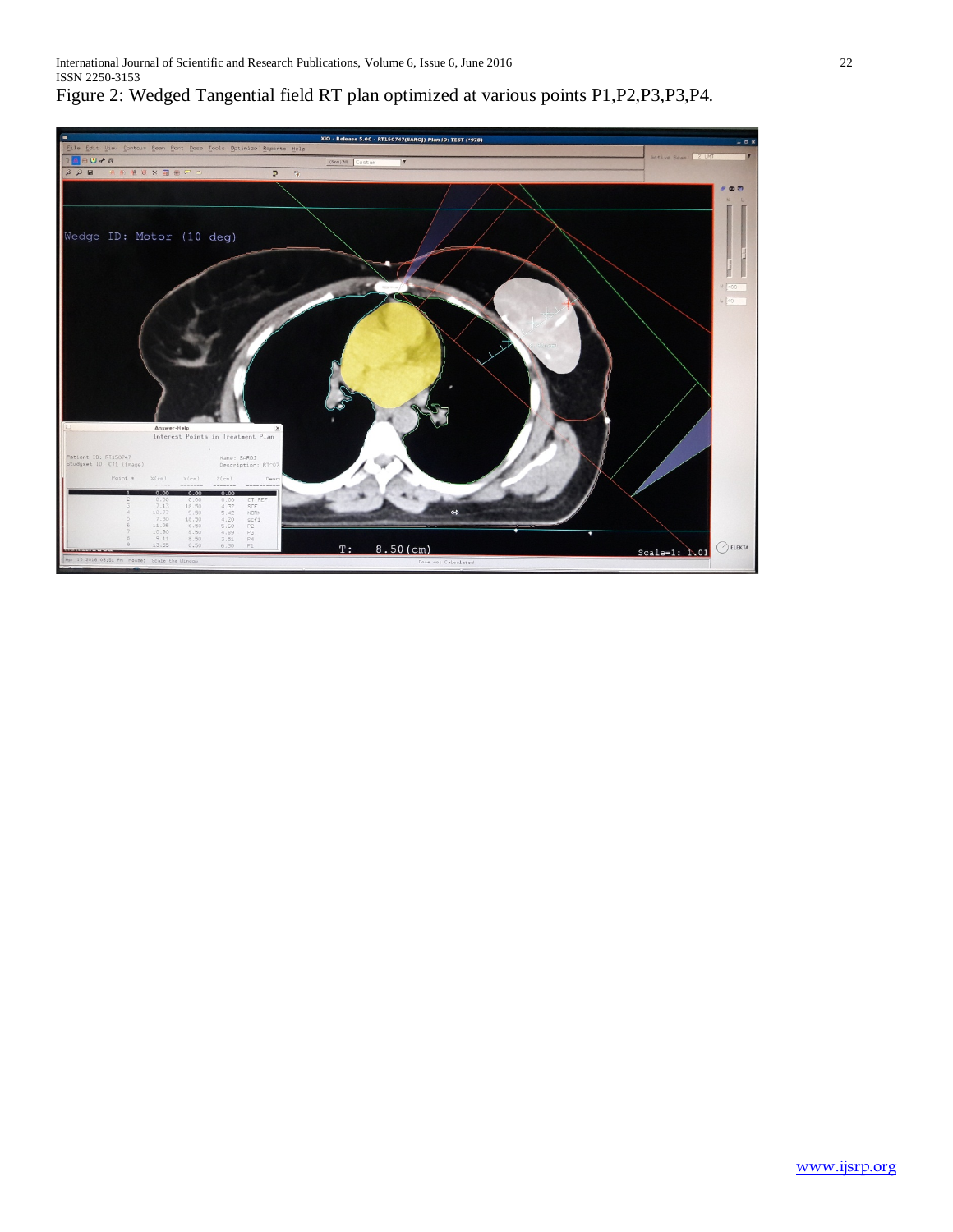Figure 2: Wedged Tangential field RT plan optimized at various points P1,P2,P3,P3,P4.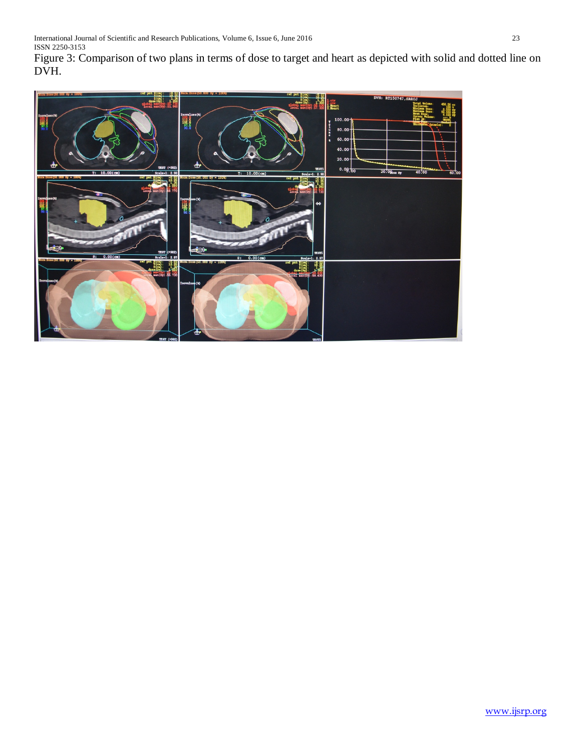Figure 3: Comparison of two plans in terms of dose to target and heart as depicted with solid and dotted line on DVH.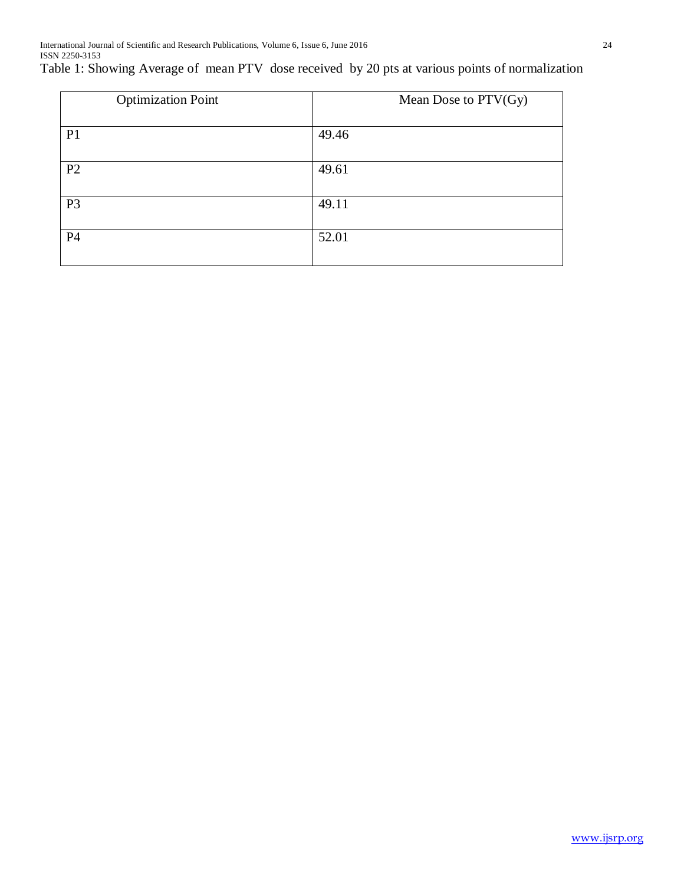Table 1: Showing Average of mean PTV dose received by 20 pts at various points of normalization

| Optimization Point | Mean Dose to PTV(Gy) |
| --- | --- |
| P1 | 49.46 |
| P2 | 49.61 |
| P3 | 49.11 |
| P4 | 52.01 |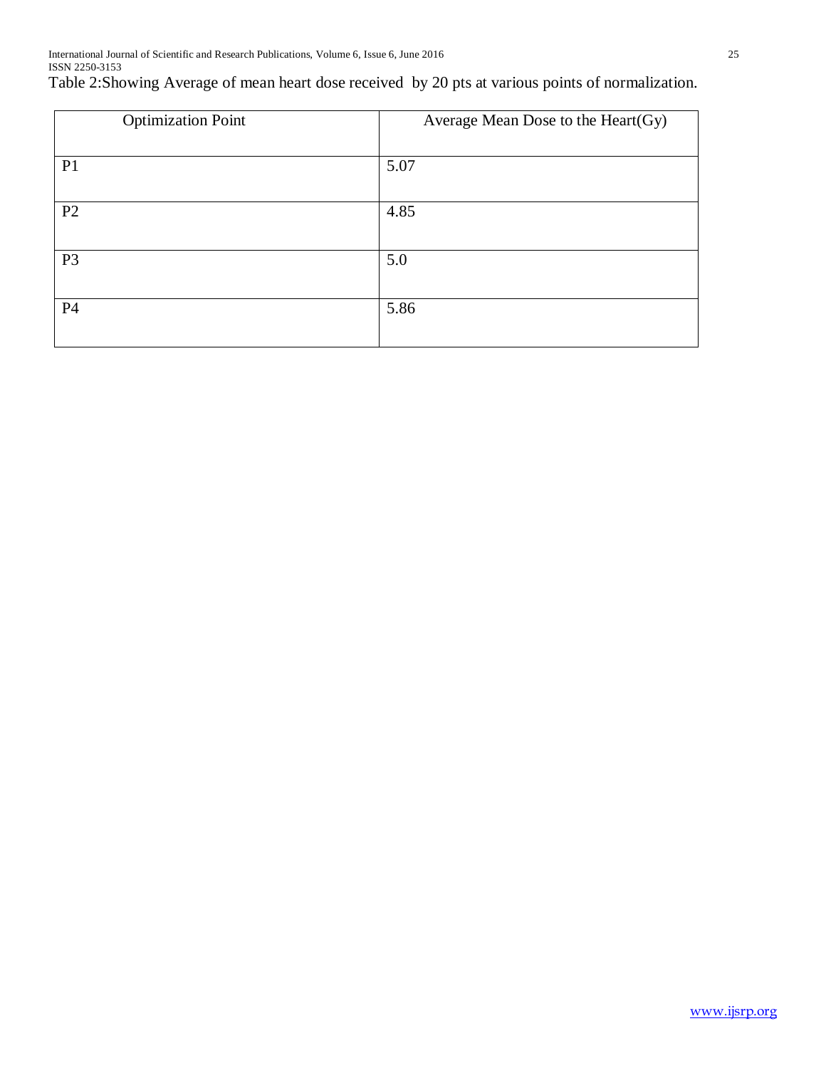Table 2:Showing Average of mean heart dose received  by 20 pts at various points of normalization.

| Optimization Point | Average Mean Dose to the Heart(Gy) |
|---|---|
| P1 | 5.07 |
| P2 | 4.85 |
| P3 | 5.0 |
| P4 | 5.86 |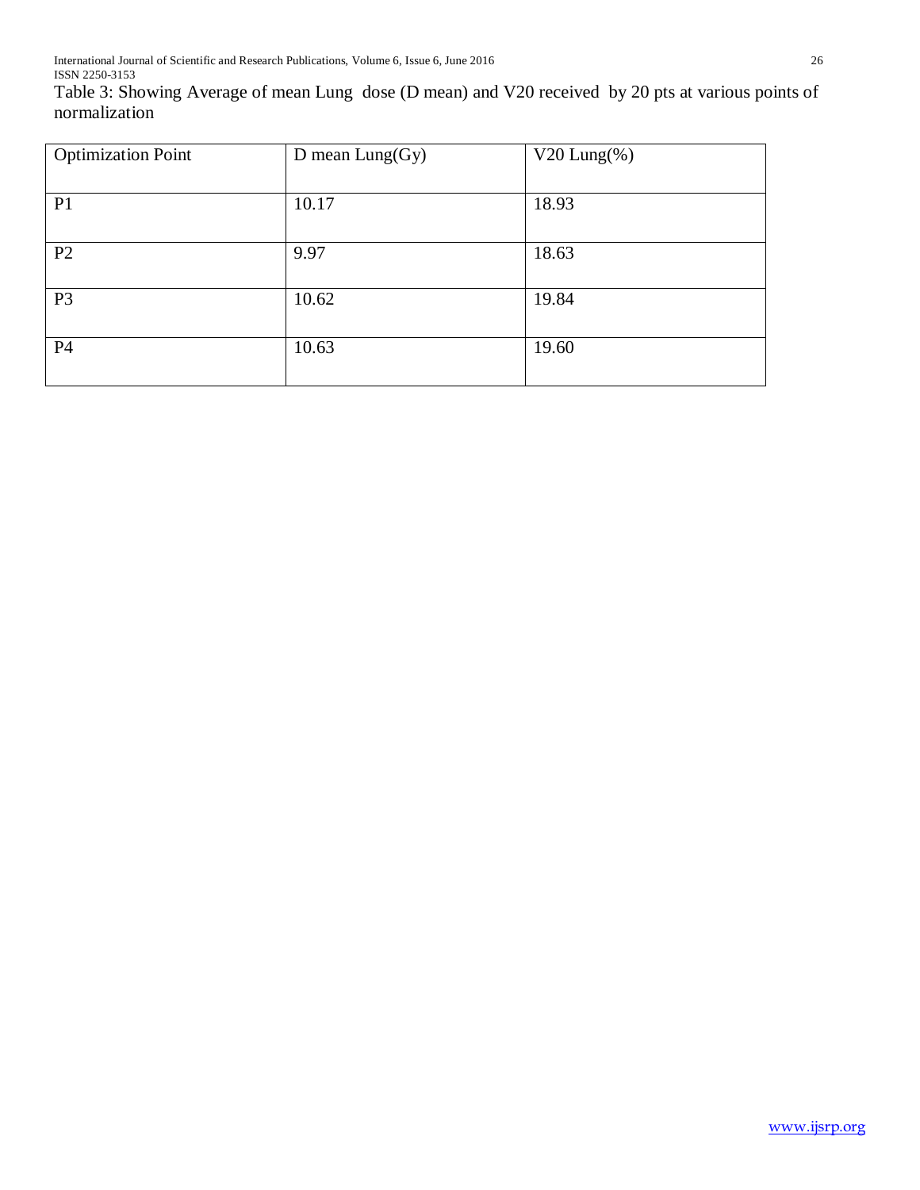Table 3: Showing Average of mean Lung dose (D mean) and V20 received by 20 pts at various points of normalization

| Optimization Point | D mean Lung(Gy) | V20 Lung(%) |
|---|---|---|
| P1 | 10.17 | 18.93 |
| P2 | 9.97 | 18.63 |
| P3 | 10.62 | 19.84 |
| P4 | 10.63 | 19.60 |